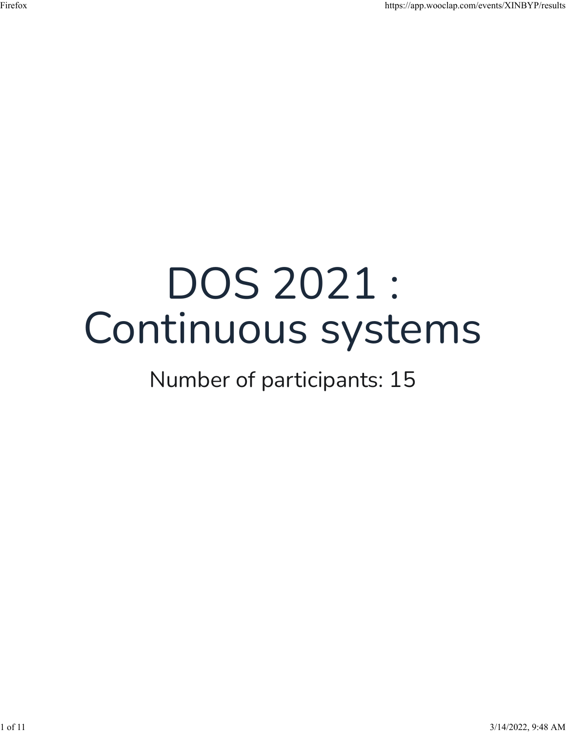# DOS 2021 : Continuous systems

Number of participants: 15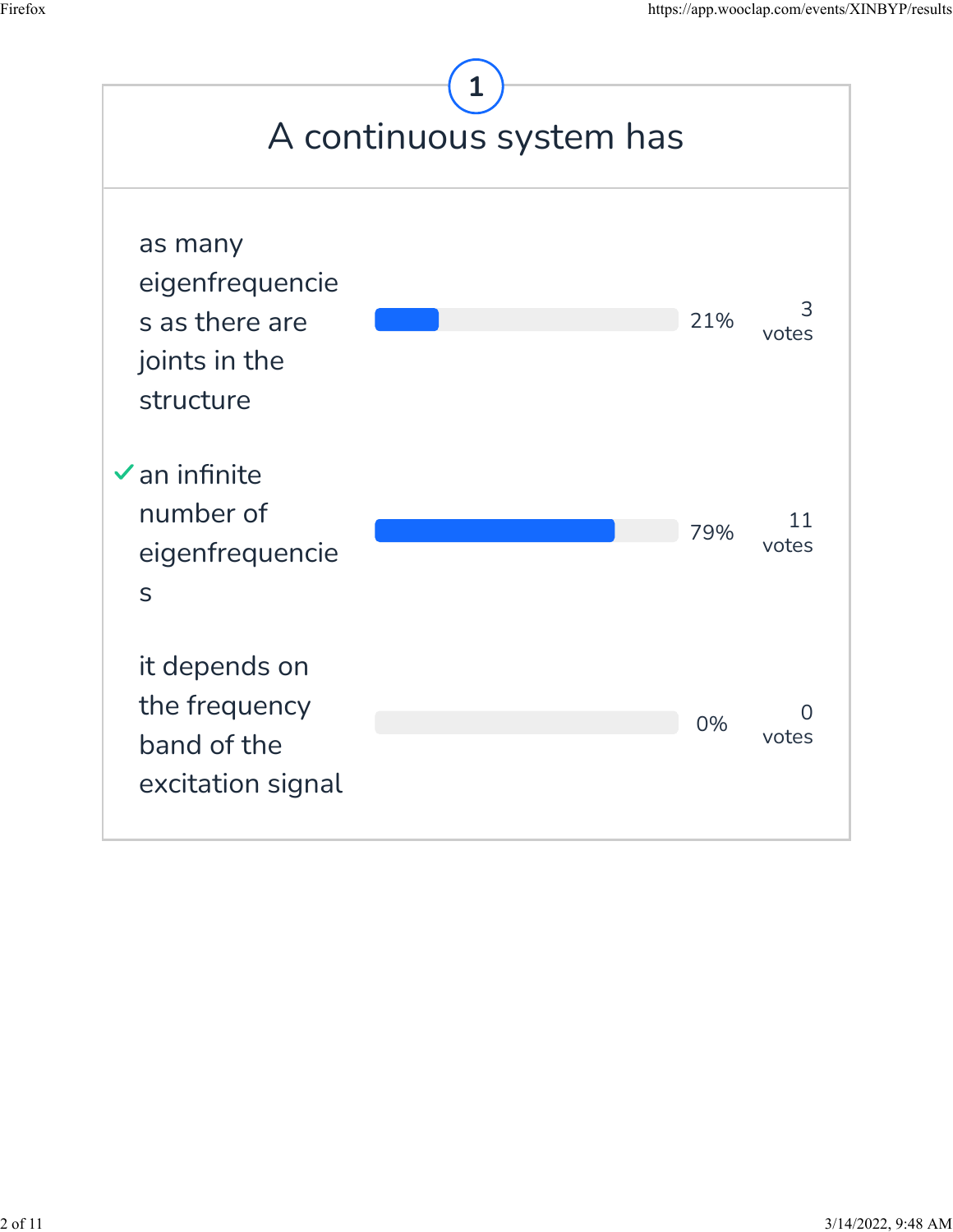## 1

# A continuous system has

| Answer | Percentage | Votes |
| --- | --- | --- |
| as many eigenfrequencies as there are joints in the structure | 21% | 3 votes |
| ✓ an infinite number of eigenfrequencies | 79% | 11 votes |
| it depends on the frequency band of the excitation signal | 0% | 0 votes |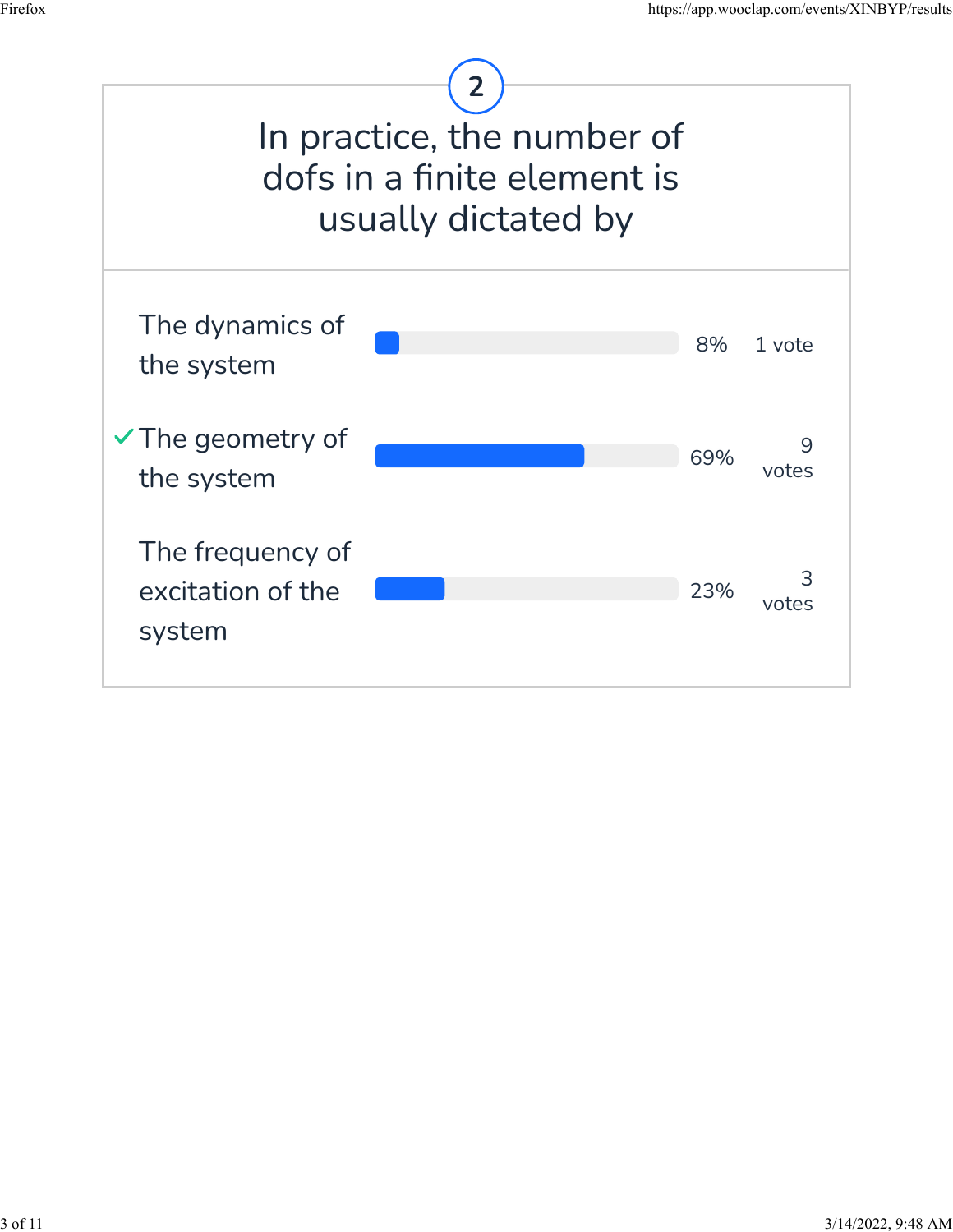## 2

# In practice, the number of dofs in a finite element is usually dictated by

| Option | Percentage | Votes |
|---|---|---|
| The dynamics of the system | 8% | 1 vote |
| ✓ The geometry of the system | 69% | 9 votes |
| The frequency of excitation of the system | 23% | 3 votes |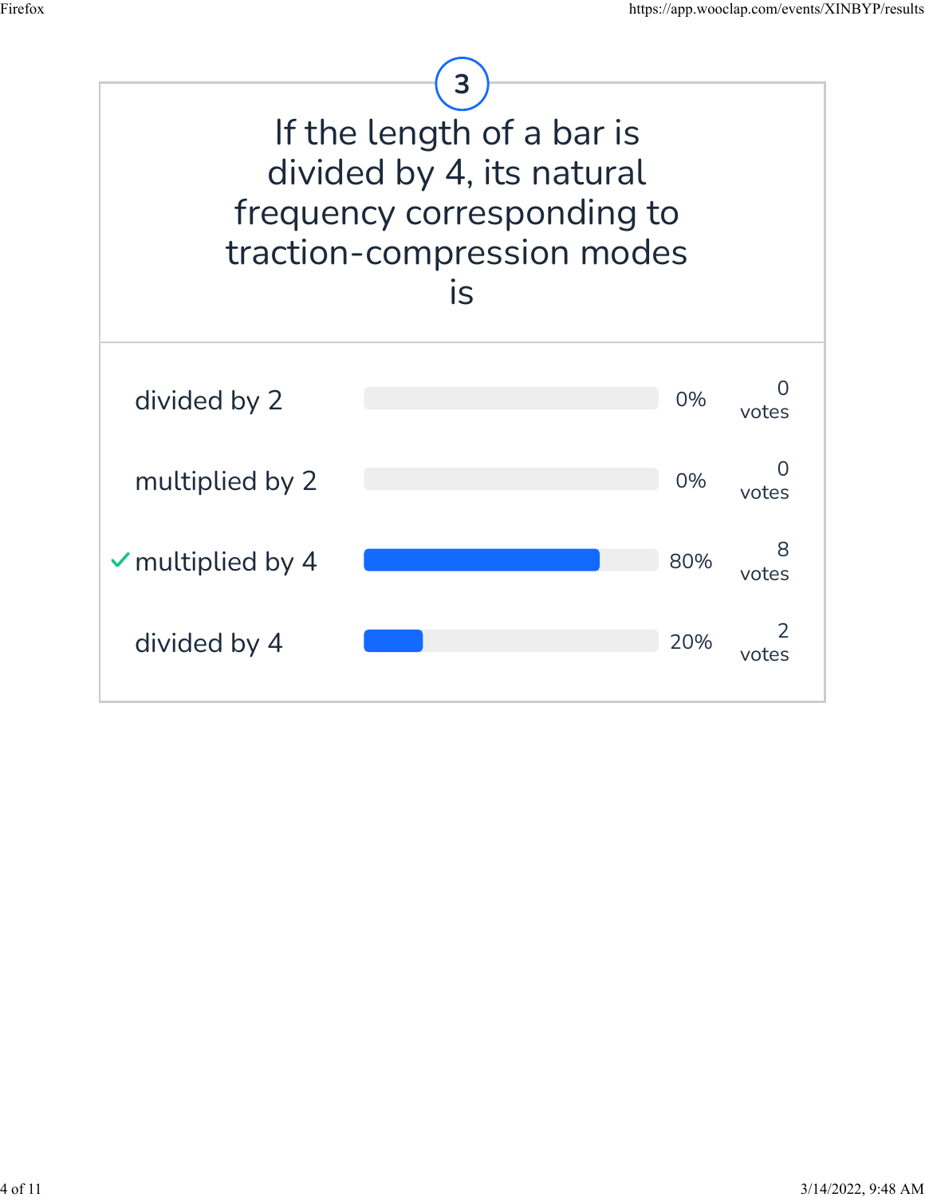## 3

If the length of a bar is divided by 4, its natural frequency corresponding to traction-compression modes is

| Answer | Percentage | Votes |
| --- | --- | --- |
| divided by 2 | 0% | 0 votes |
| multiplied by 2 | 0% | 0 votes |
| ✓ multiplied by 4 | 80% | 8 votes |
| divided by 4 | 20% | 2 votes |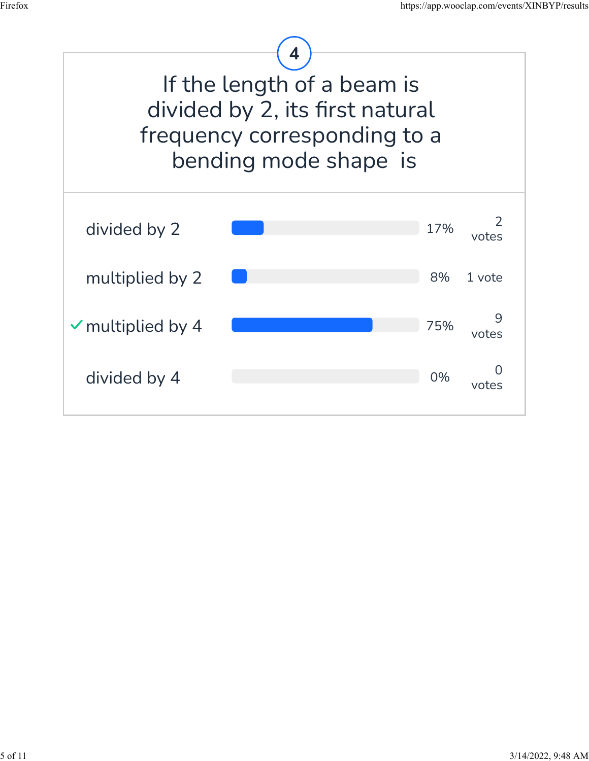## 4

# If the length of a beam is divided by 2, its first natural frequency corresponding to a bending mode shape is

| Answer | Percentage | Votes |
|---|---|---|
| divided by 2 | 17% | 2 votes |
| multiplied by 2 | 8% | 1 vote |
| ✓ multiplied by 4 | 75% | 9 votes |
| divided by 4 | 0% | 0 votes |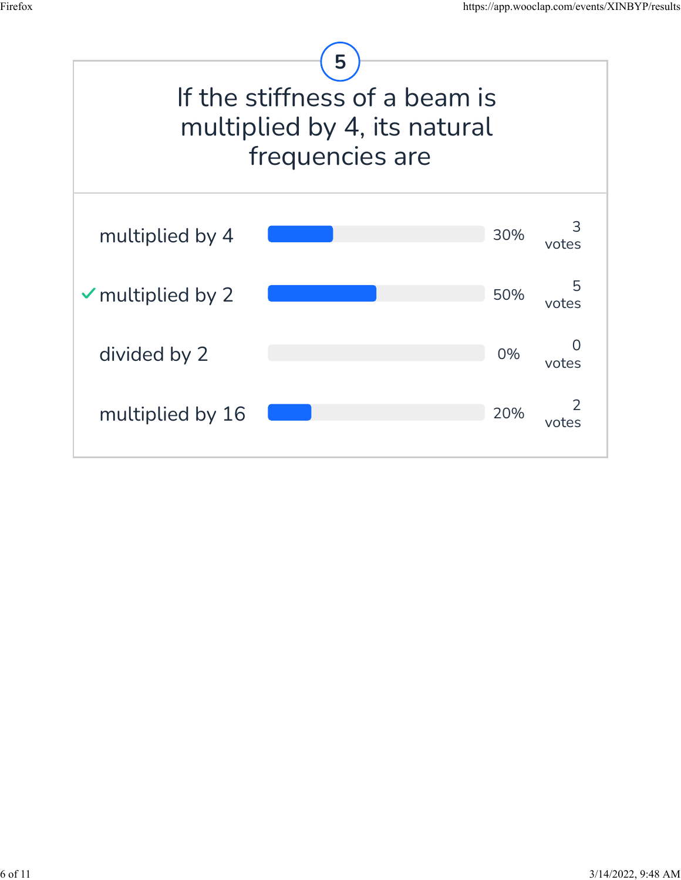## 5

# If the stiffness of a beam is multiplied by 4, its natural frequencies are

| Answer | Percentage | Votes |
| --- | --- | --- |
| multiplied by 4 | 30% | 3 votes |
| ✓ multiplied by 2 | 50% | 5 votes |
| divided by 2 | 0% | 0 votes |
| multiplied by 16 | 20% | 2 votes |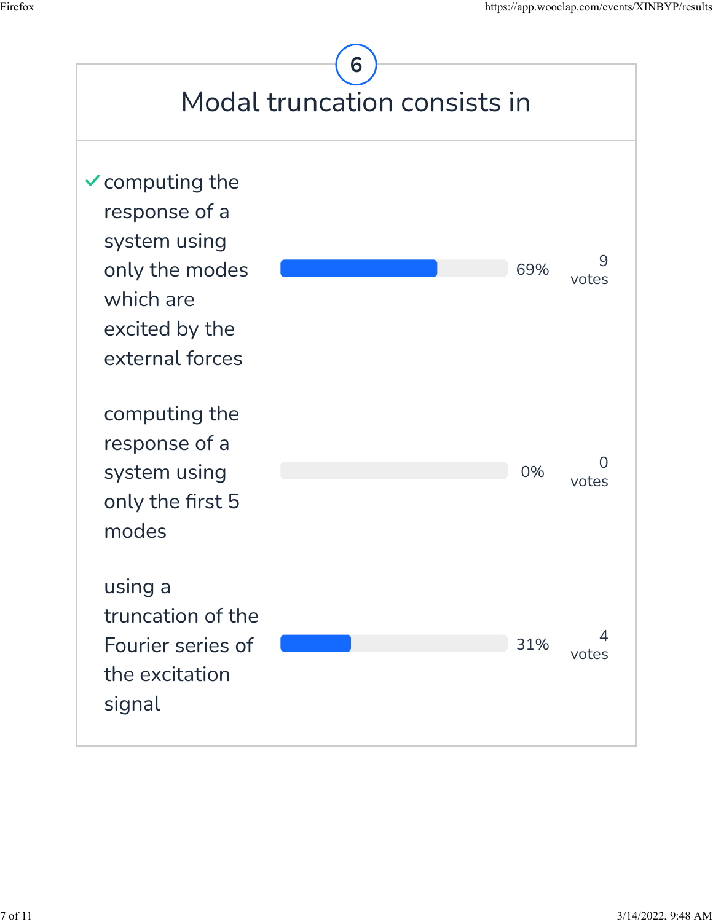# 6

## Modal truncation consists in

| Answer | Percentage | Votes |
|---|---|---|
| ✓ computing the response of a system using only the modes which are excited by the external forces | 69% | 9 votes |
| computing the response of a system using only the first 5 modes | 0% | 0 votes |
| using a truncation of the Fourier series of the excitation signal | 31% | 4 votes |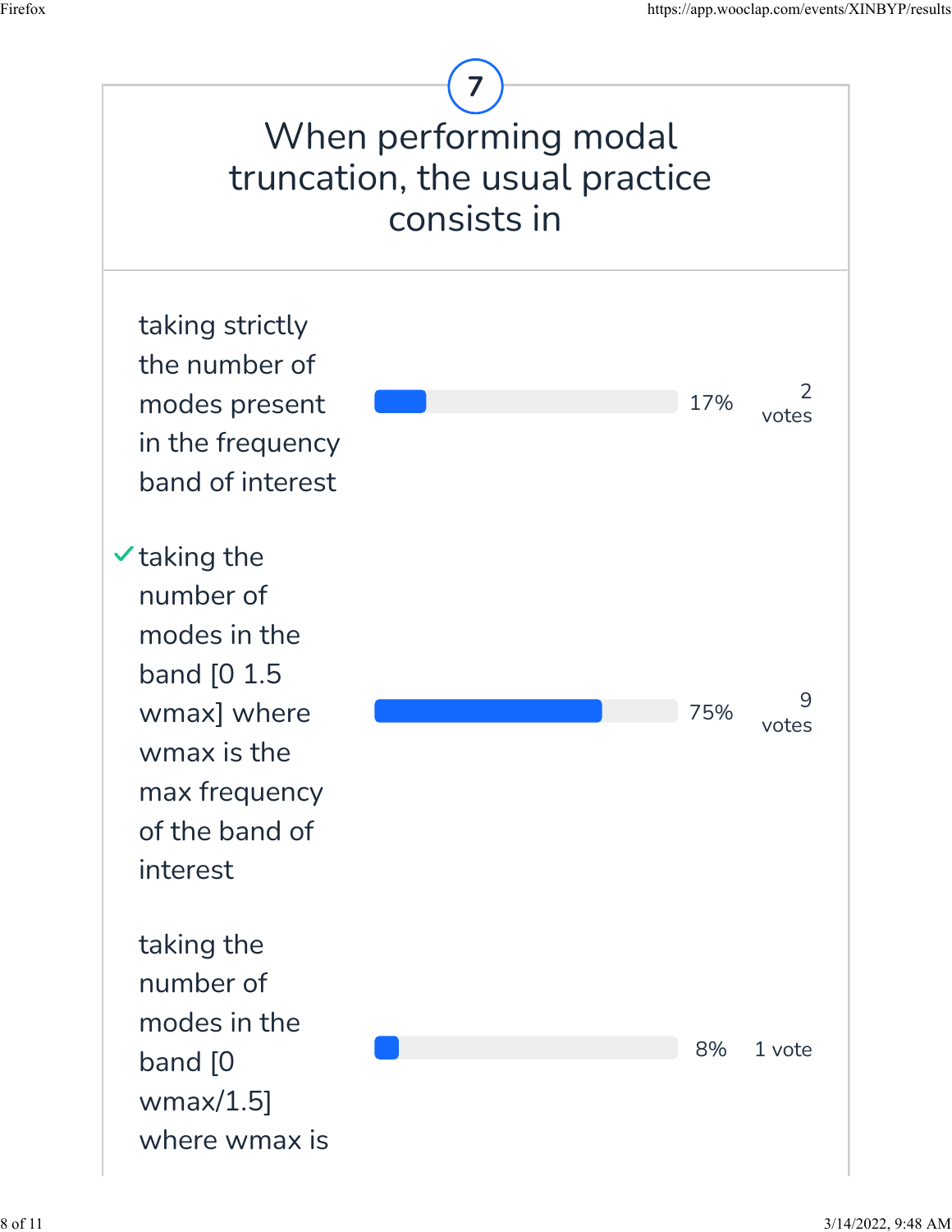## 7

# When performing modal truncation, the usual practice consists in

| Answer | Percentage | Votes |
| --- | --- | --- |
| taking strictly the number of modes present in the frequency band of interest | 17% | 2 votes |
| ✓ taking the number of modes in the band [0 1.5 wmax] where wmax is the max frequency of the band of interest | 75% | 9 votes |
| taking the number of modes in the band [0 wmax/1.5] where wmax is | 8% | 1 vote |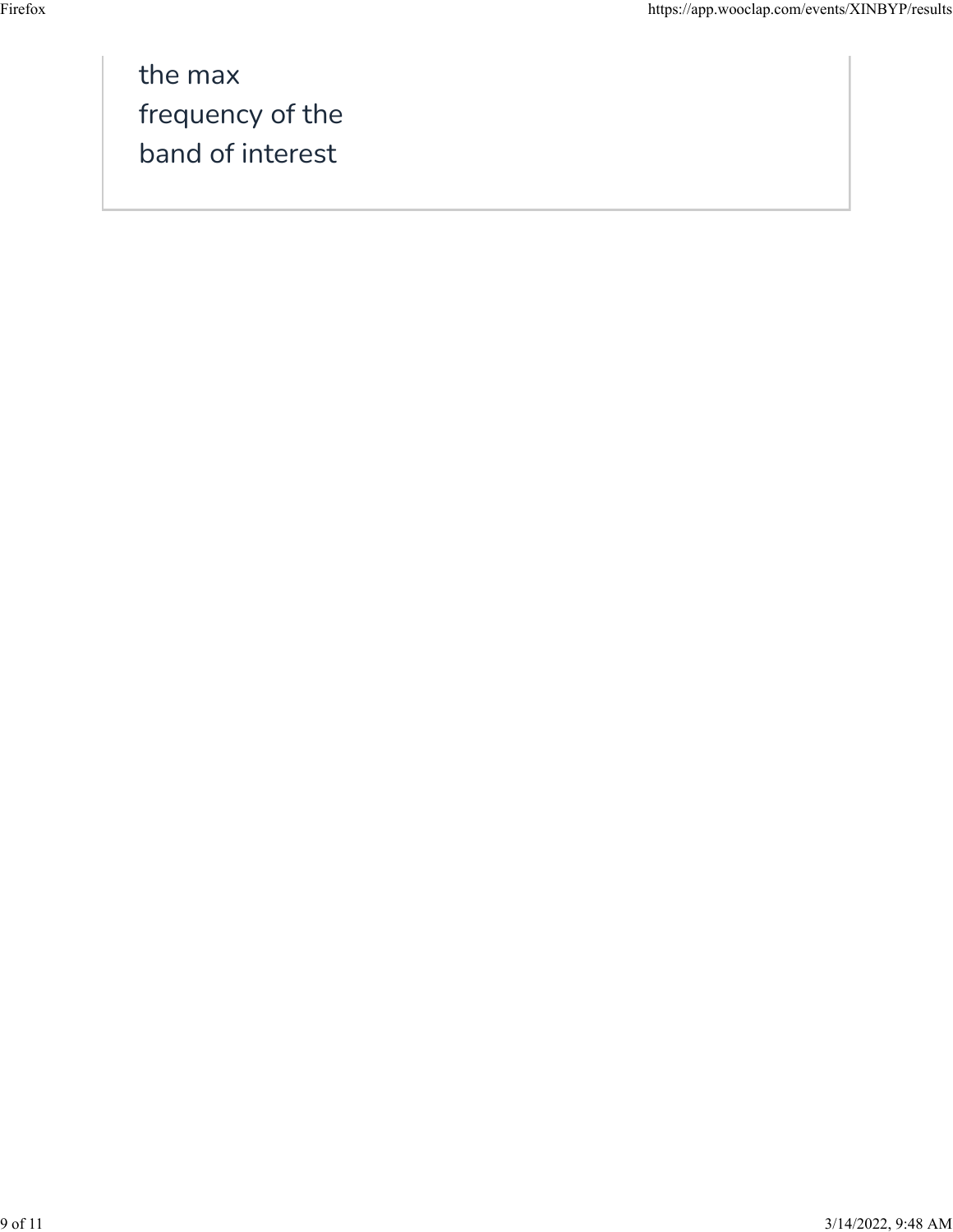the max frequency of the band of interest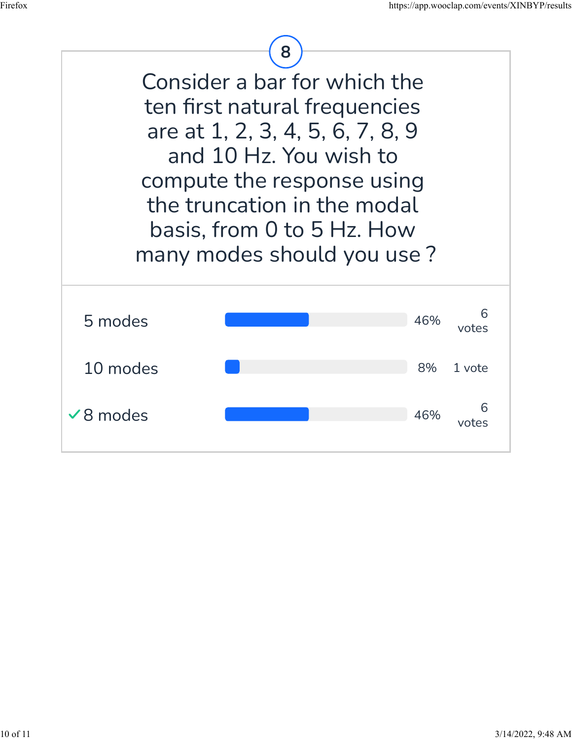8

Consider a bar for which the ten first natural frequencies are at 1, 2, 3, 4, 5, 6, 7, 8, 9 and 10 Hz. You wish to compute the response using the truncation in the modal basis, from 0 to 5 Hz. How many modes should you use ?

5 modes
46%
6 votes

10 modes
8%
1 vote

✓ 8 modes
46%
6 votes